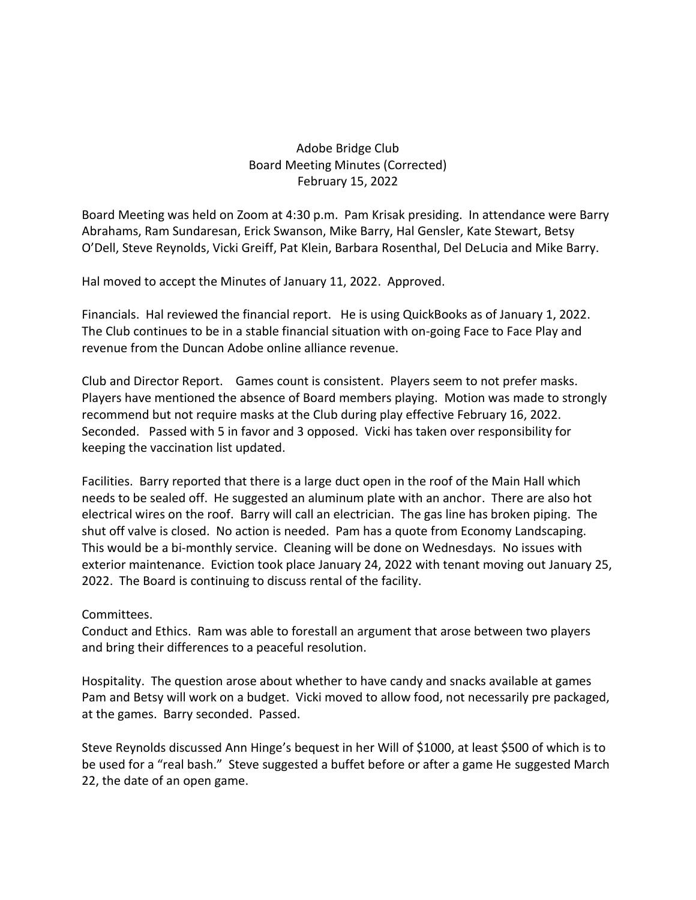# Adobe Bridge Club
## Board Meeting Minutes (Corrected)
### February 15, 2022

Board Meeting was held on Zoom at 4:30 p.m. Pam Krisak presiding. In attendance were Barry Abrahams, Ram Sundaresan, Erick Swanson, Mike Barry, Hal Gensler, Kate Stewart, Betsy O'Dell, Steve Reynolds, Vicki Greiff, Pat Klein, Barbara Rosenthal, Del DeLucia and Mike Barry.

Hal moved to accept the Minutes of January 11, 2022. Approved.

Financials. Hal reviewed the financial report. He is using QuickBooks as of January 1, 2022. The Club continues to be in a stable financial situation with on-going Face to Face Play and revenue from the Duncan Adobe online alliance revenue.

Club and Director Report. Games count is consistent. Players seem to not prefer masks. Players have mentioned the absence of Board members playing. Motion was made to strongly recommend but not require masks at the Club during play effective February 16, 2022. Seconded. Passed with 5 in favor and 3 opposed. Vicki has taken over responsibility for keeping the vaccination list updated.

Facilities. Barry reported that there is a large duct open in the roof of the Main Hall which needs to be sealed off. He suggested an aluminum plate with an anchor. There are also hot electrical wires on the roof. Barry will call an electrician. The gas line has broken piping. The shut off valve is closed. No action is needed. Pam has a quote from Economy Landscaping. This would be a bi-monthly service. Cleaning will be done on Wednesdays. No issues with exterior maintenance. Eviction took place January 24, 2022 with tenant moving out January 25, 2022. The Board is continuing to discuss rental of the facility.

Committees.

Conduct and Ethics. Ram was able to forestall an argument that arose between two players and bring their differences to a peaceful resolution.

Hospitality. The question arose about whether to have candy and snacks available at games Pam and Betsy will work on a budget. Vicki moved to allow food, not necessarily pre packaged, at the games. Barry seconded. Passed.

Steve Reynolds discussed Ann Hinge's bequest in her Will of $1000, at least $500 of which is to be used for a "real bash." Steve suggested a buffet before or after a game He suggested March 22, the date of an open game.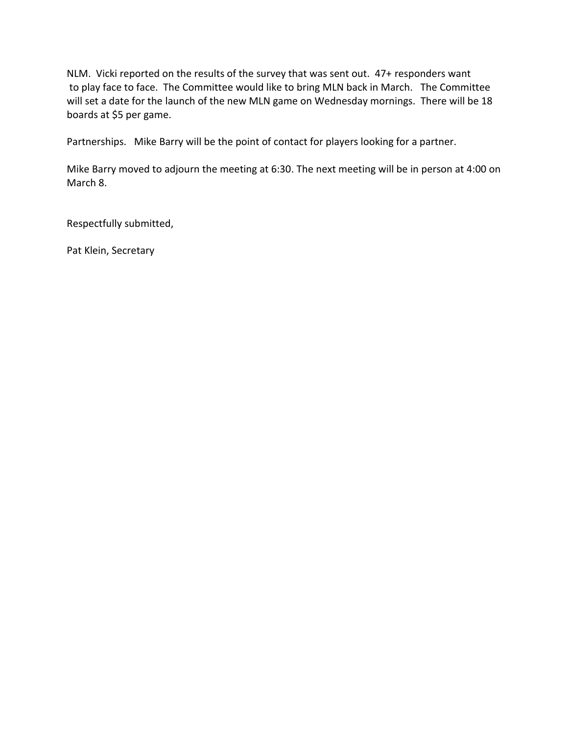NLM. Vicki reported on the results of the survey that was sent out. 47+ responders want to play face to face. The Committee would like to bring MLN back in March. The Committee will set a date for the launch of the new MLN game on Wednesday mornings. There will be 18 boards at $5 per game.

Partnerships. Mike Barry will be the point of contact for players looking for a partner.

Mike Barry moved to adjourn the meeting at 6:30. The next meeting will be in person at 4:00 on March 8.

Respectfully submitted,

Pat Klein, Secretary